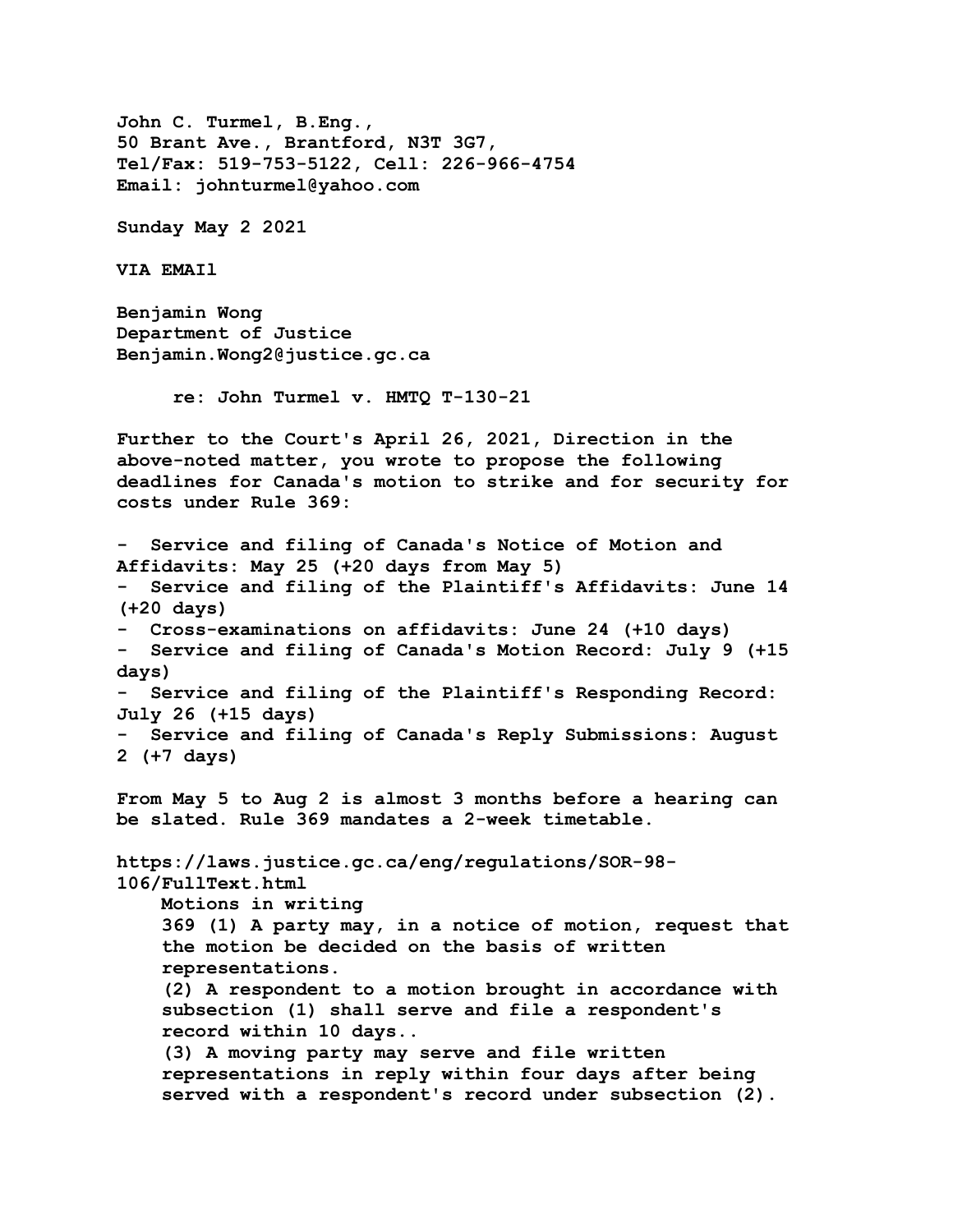**John C. Turmel, B.Eng.,**
**50 Brant Ave., Brantford, N3T 3G7,**
**Tel/Fax: 519-753-5122, Cell: 226-966-4754**
**Email: johnturmel@yahoo.com**

**Sunday May 2 2021**

**VIA EMAIl**

**Benjamin Wong**
**Department of Justice**
**Benjamin.Wong2@justice.gc.ca**

**re: John Turmel v. HMTQ T-130-21**

**Further to the Court's April 26, 2021, Direction in the above-noted matter, you wrote to propose the following deadlines for Canada's motion to strike and for security for costs under Rule 369:**

- **Service and filing of Canada's Notice of Motion and Affidavits: May 25 (+20 days from May 5)**
- **Service and filing of the Plaintiff's Affidavits: June 14 (+20 days)**
- **Cross-examinations on affidavits: June 24 (+10 days)**
- **Service and filing of Canada's Motion Record: July 9 (+15 days)**
- **Service and filing of the Plaintiff's Responding Record: July 26 (+15 days)**
- **Service and filing of Canada's Reply Submissions: August 2 (+7 days)**

**From May 5 to Aug 2 is almost 3 months before a hearing can be slated. Rule 369 mandates a 2-week timetable.**

**https://laws.justice.gc.ca/eng/regulations/SOR-98-106/FullText.html**

> **Motions in writing**
> **369 (1) A party may, in a notice of motion, request that the motion be decided on the basis of written representations.**
> **(2) A respondent to a motion brought in accordance with subsection (1) shall serve and file a respondent's record within 10 days..**
> **(3) A moving party may serve and file written representations in reply within four days after being served with a respondent's record under subsection (2).**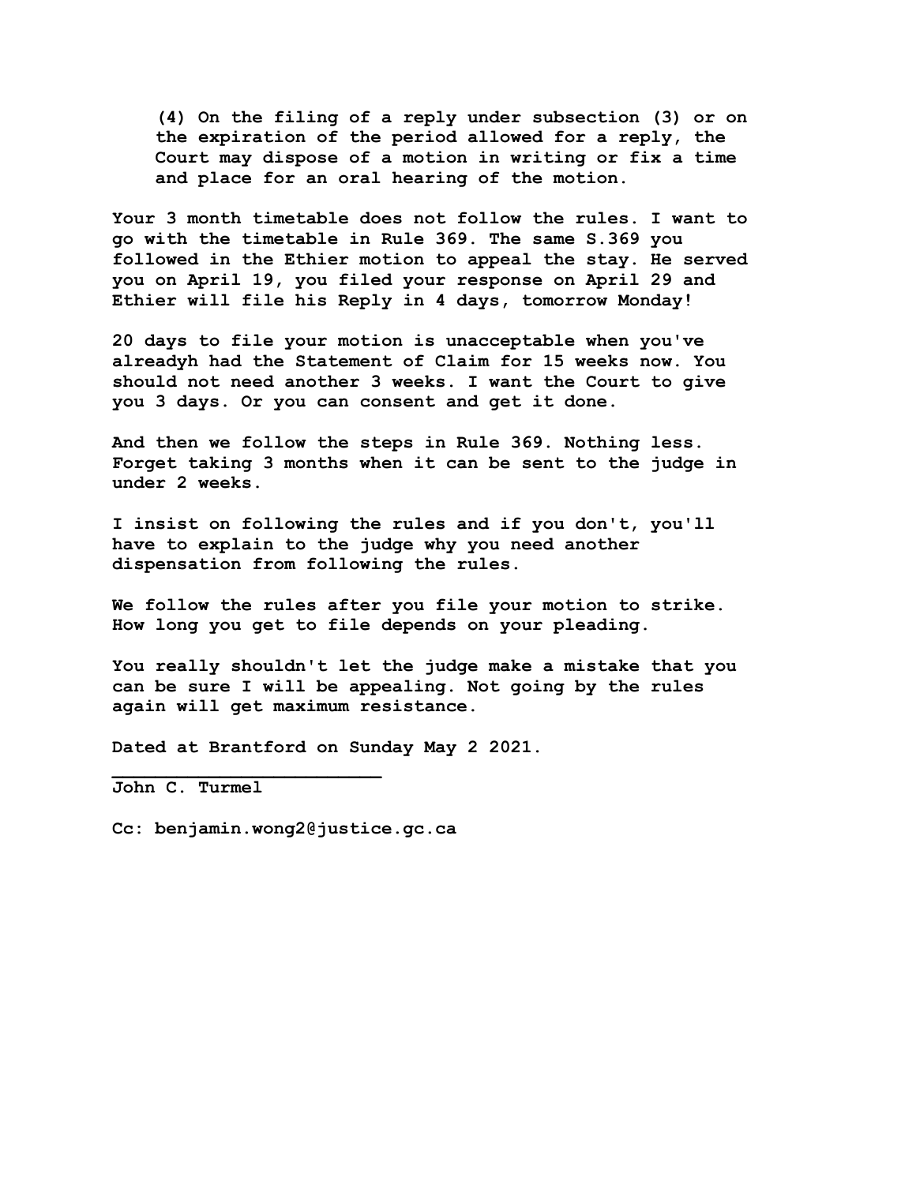**(4) On the filing of a reply under subsection (3) or on the expiration of the period allowed for a reply, the Court may dispose of a motion in writing or fix a time and place for an oral hearing of the motion.**

**Your 3 month timetable does not follow the rules. I want to go with the timetable in Rule 369. The same S.369 you followed in the Ethier motion to appeal the stay. He served you on April 19, you filed your response on April 29 and Ethier will file his Reply in 4 days, tomorrow Monday!**

**20 days to file your motion is unacceptable when you've alreadyh had the Statement of Claim for 15 weeks now. You should not need another 3 weeks. I want the Court to give you 3 days. Or you can consent and get it done.**

**And then we follow the steps in Rule 369. Nothing less. Forget taking 3 months when it can be sent to the judge in under 2 weeks.**

**I insist on following the rules and if you don't, you'll have to explain to the judge why you need another dispensation from following the rules.**

**We follow the rules after you file your motion to strike. How long you get to file depends on your pleading.**

**You really shouldn't let the judge make a mistake that you can be sure I will be appealing. Not going by the rules again will get maximum resistance.**

**Dated at Brantford on Sunday May 2 2021.**

**________________________**
**John C. Turmel**

**Cc: benjamin.wong2@justice.gc.ca**